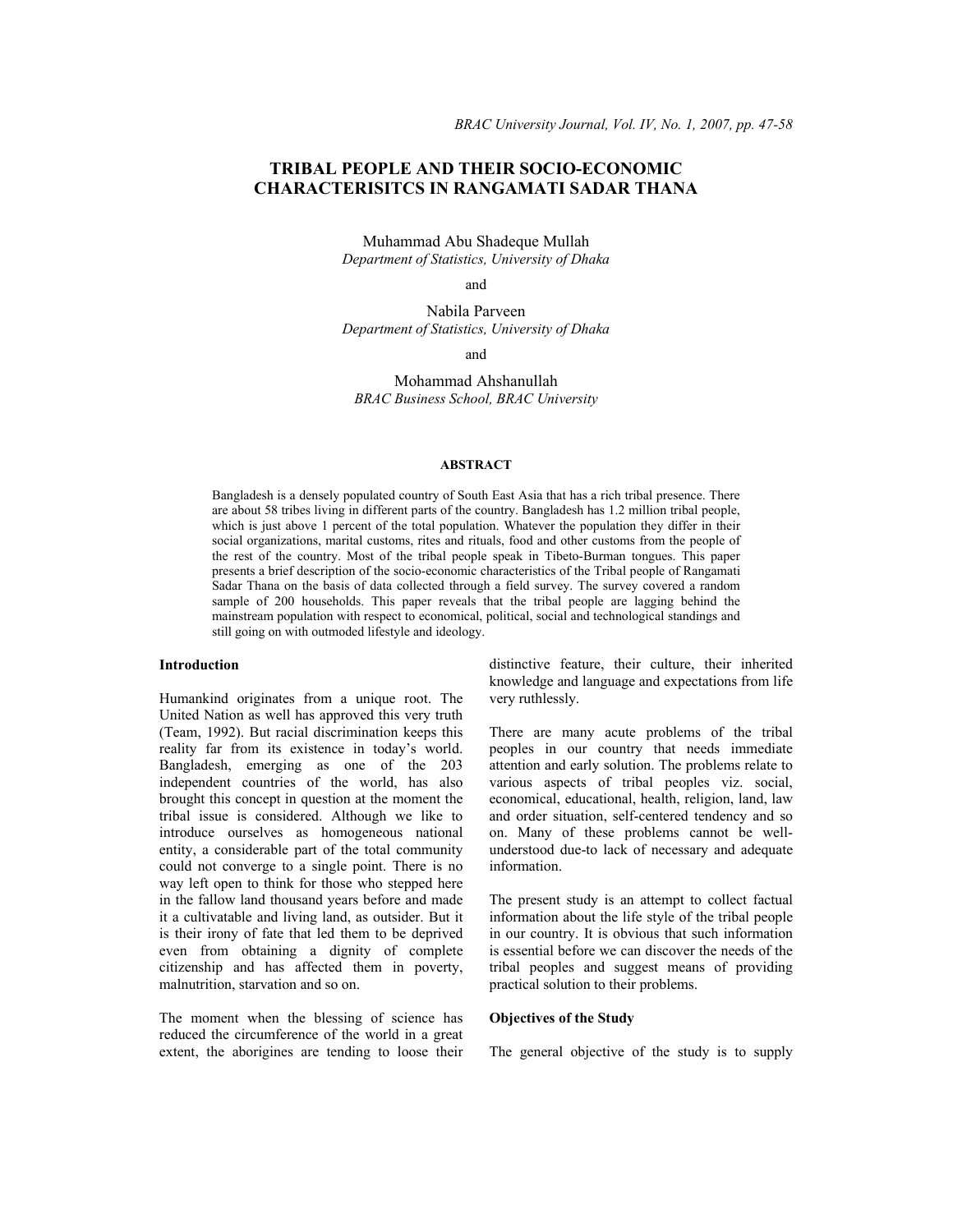# TRIBAL PEOPLE AND THEIR SOCIO-ECONOMIC CHARACTERISITCS IN RANGAMATI SADAR THANA

Muhammad Abu Shadeque Mullah
*Department of Statistics, University of Dhaka*

and

Nabila Parveen
*Department of Statistics, University of Dhaka*

and

Mohammad Ahshanullah
*BRAC Business School, BRAC University*

#### ABSTRACT

Bangladesh is a densely populated country of South East Asia that has a rich tribal presence. There are about 58 tribes living in different parts of the country. Bangladesh has 1.2 million tribal people, which is just above 1 percent of the total population. Whatever the population they differ in their social organizations, marital customs, rites and rituals, food and other customs from the people of the rest of the country. Most of the tribal people speak in Tibeto-Burman tongues. This paper presents a brief description of the socio-economic characteristics of the Tribal people of Rangamati Sadar Thana on the basis of data collected through a field survey. The survey covered a random sample of 200 households. This paper reveals that the tribal people are lagging behind the mainstream population with respect to economical, political, social and technological standings and still going on with outmoded lifestyle and ideology.

## Introduction

Humankind originates from a unique root. The United Nation as well has approved this very truth (Team, 1992). But racial discrimination keeps this reality far from its existence in today's world. Bangladesh, emerging as one of the 203 independent countries of the world, has also brought this concept in question at the moment the tribal issue is considered. Although we like to introduce ourselves as homogeneous national entity, a considerable part of the total community could not converge to a single point. There is no way left open to think for those who stepped here in the fallow land thousand years before and made it a cultivatable and living land, as outsider. But it is their irony of fate that led them to be deprived even from obtaining a dignity of complete citizenship and has affected them in poverty, malnutrition, starvation and so on.

The moment when the blessing of science has reduced the circumference of the world in a great extent, the aborigines are tending to loose their distinctive feature, their culture, their inherited knowledge and language and expectations from life very ruthlessly.

There are many acute problems of the tribal peoples in our country that needs immediate attention and early solution. The problems relate to various aspects of tribal peoples viz. social, economical, educational, health, religion, land, law and order situation, self-centered tendency and so on. Many of these problems cannot be well-understood due-to lack of necessary and adequate information.

The present study is an attempt to collect factual information about the life style of the tribal people in our country. It is obvious that such information is essential before we can discover the needs of the tribal peoples and suggest means of providing practical solution to their problems.

## Objectives of the Study

The general objective of the study is to supply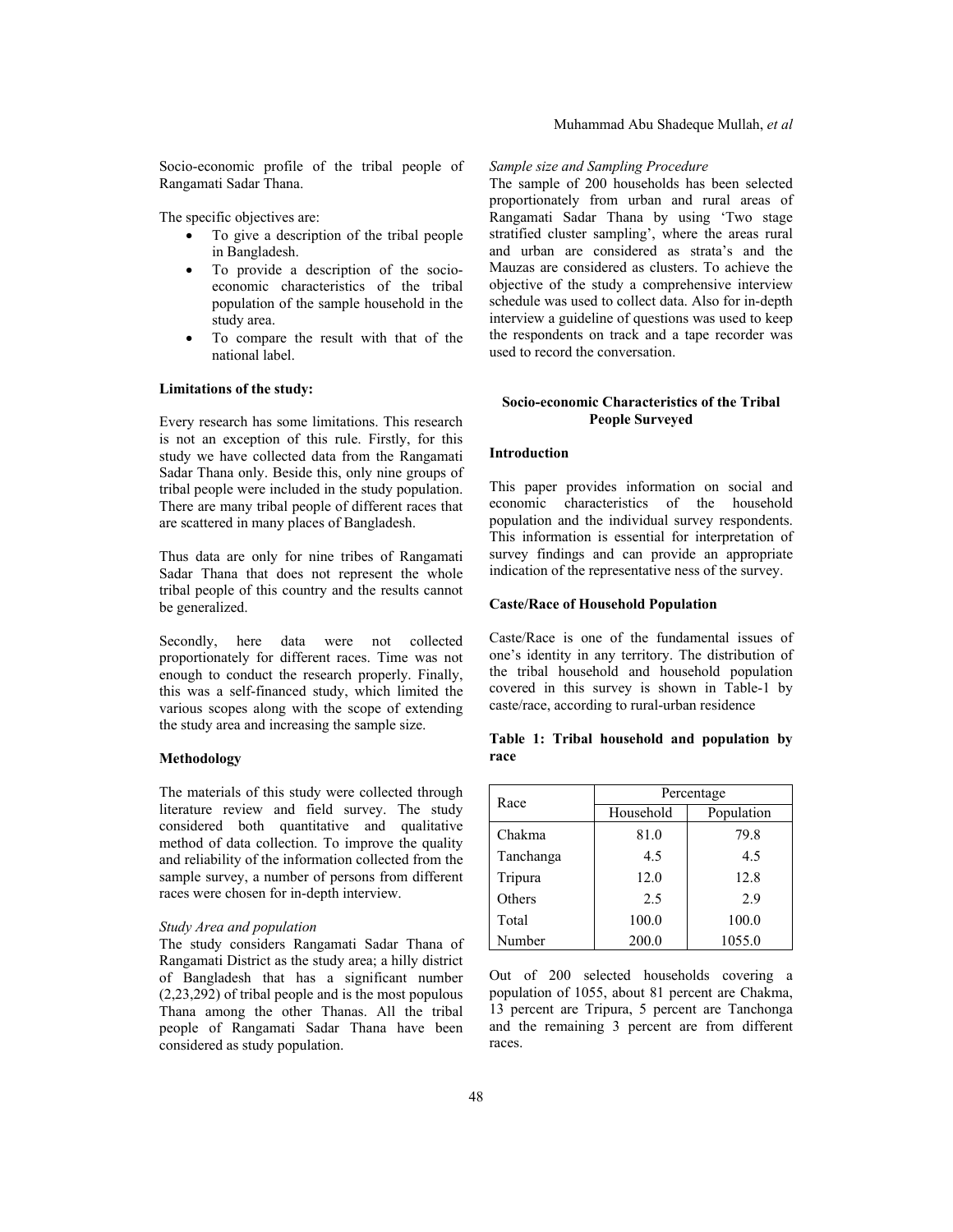Socio-economic profile of the tribal people of Rangamati Sadar Thana.

The specific objectives are:

- To give a description of the tribal people in Bangladesh.
- To provide a description of the socio-economic characteristics of the tribal population of the sample household in the study area.
- To compare the result with that of the national label.

**Limitations of the study:**

Every research has some limitations. This research is not an exception of this rule. Firstly, for this study we have collected data from the Rangamati Sadar Thana only. Beside this, only nine groups of tribal people were included in the study population. There are many tribal people of different races that are scattered in many places of Bangladesh.

Thus data are only for nine tribes of Rangamati Sadar Thana that does not represent the whole tribal people of this country and the results cannot be generalized.

Secondly, here data were not collected proportionately for different races. Time was not enough to conduct the research properly. Finally, this was a self-financed study, which limited the various scopes along with the scope of extending the study area and increasing the sample size.

**Methodology**

The materials of this study were collected through literature review and field survey. The study considered both quantitative and qualitative method of data collection. To improve the quality and reliability of the information collected from the sample survey, a number of persons from different races were chosen for in-depth interview.

*Study Area and population*

The study considers Rangamati Sadar Thana of Rangamati District as the study area; a hilly district of Bangladesh that has a significant number (2,23,292) of tribal people and is the most populous Thana among the other Thanas. All the tribal people of Rangamati Sadar Thana have been considered as study population.

*Sample size and Sampling Procedure*

The sample of 200 households has been selected proportionately from urban and rural areas of Rangamati Sadar Thana by using 'Two stage stratified cluster sampling', where the areas rural and urban are considered as strata's and the Mauzas are considered as clusters. To achieve the objective of the study a comprehensive interview schedule was used to collect data. Also for in-depth interview a guideline of questions was used to keep the respondents on track and a tape recorder was used to record the conversation.

**Socio-economic Characteristics of the Tribal People Surveyed**

**Introduction**

This paper provides information on social and economic characteristics of the household population and the individual survey respondents. This information is essential for interpretation of survey findings and can provide an appropriate indication of the representative ness of the survey.

**Caste/Race of Household Population**

Caste/Race is one of the fundamental issues of one's identity in any territory. The distribution of the tribal household and household population covered in this survey is shown in Table-1 by caste/race, according to rural-urban residence

**Table 1: Tribal household and population by race**

| Race | Percentage | |
|---|---|---|
| | Household | Population |
| Chakma | 81.0 | 79.8 |
| Tanchanga | 4.5 | 4.5 |
| Tripura | 12.0 | 12.8 |
| Others | 2.5 | 2.9 |
| Total | 100.0 | 100.0 |
| Number | 200.0 | 1055.0 |

Out of 200 selected households covering a population of 1055, about 81 percent are Chakma, 13 percent are Tripura, 5 percent are Tanchonga and the remaining 3 percent are from different races.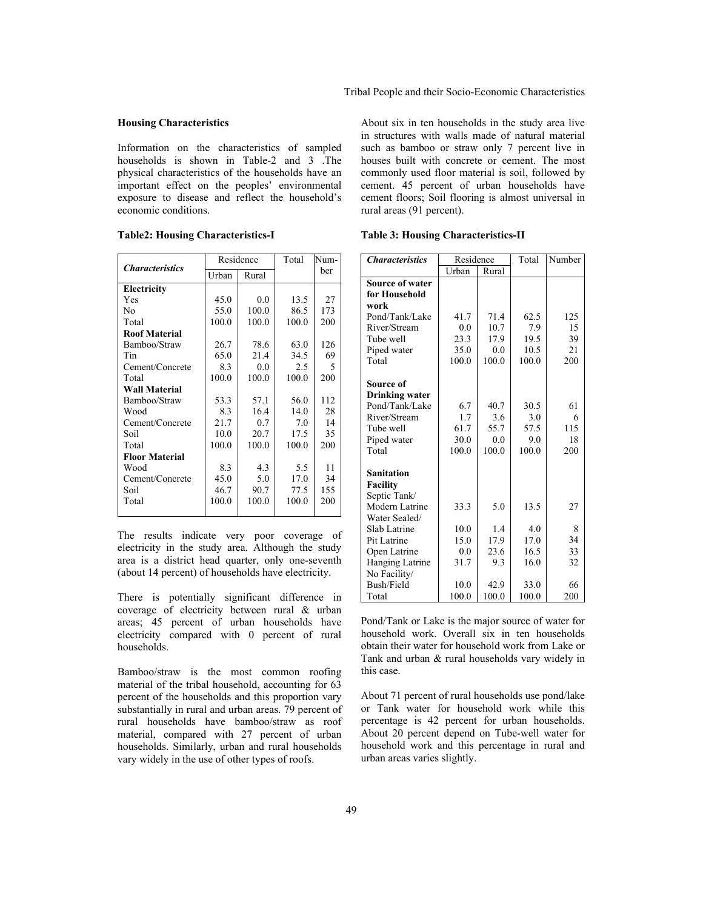### Housing Characteristics

Information on the characteristics of sampled households is shown in Table-2 and 3 .The physical characteristics of the households have an important effect on the peoples' environmental exposure to disease and reflect the household's economic conditions.

**Table2: Housing Characteristics-I**

| *Characteristics* | Residence | | Total | Number |
|---|---|---|---|---|
| | Urban | Rural | | |
| **Electricity** | | | | |
| Yes | 45.0 | 0.0 | 13.5 | 27 |
| No | 55.0 | 100.0 | 86.5 | 173 |
| Total | 100.0 | 100.0 | 100.0 | 200 |
| **Roof Material** | | | | |
| Bamboo/Straw | 26.7 | 78.6 | 63.0 | 126 |
| Tin | 65.0 | 21.4 | 34.5 | 69 |
| Cement/Concrete | 8.3 | 0.0 | 2.5 | 5 |
| Total | 100.0 | 100.0 | 100.0 | 200 |
| **Wall Material** | | | | |
| Bamboo/Straw | 53.3 | 57.1 | 56.0 | 112 |
| Wood | 8.3 | 16.4 | 14.0 | 28 |
| Cement/Concrete | 21.7 | 0.7 | 7.0 | 14 |
| Soil | 10.0 | 20.7 | 17.5 | 35 |
| Total | 100.0 | 100.0 | 100.0 | 200 |
| **Floor Material** | | | | |
| Wood | 8.3 | 4.3 | 5.5 | 11 |
| Cement/Concrete | 45.0 | 5.0 | 17.0 | 34 |
| Soil | 46.7 | 90.7 | 77.5 | 155 |
| Total | 100.0 | 100.0 | 100.0 | 200 |

The results indicate very poor coverage of electricity in the study area. Although the study area is a district head quarter, only one-seventh (about 14 percent) of households have electricity.

There is potentially significant difference in coverage of electricity between rural & urban areas; 45 percent of urban households have electricity compared with 0 percent of rural households.

Bamboo/straw is the most common roofing material of the tribal household, accounting for 63 percent of the households and this proportion vary substantially in rural and urban areas. 79 percent of rural households have bamboo/straw as roof material, compared with 27 percent of urban households. Similarly, urban and rural households vary widely in the use of other types of roofs.

About six in ten households in the study area live in structures with walls made of natural material such as bamboo or straw only 7 percent live in houses built with concrete or cement. The most commonly used floor material is soil, followed by cement. 45 percent of urban households have cement floors; Soil flooring is almost universal in rural areas (91 percent).

**Table 3: Housing Characteristics-II**

| *Characteristics* | Residence | | Total | Number |
|---|---|---|---|---|
| | Urban | Rural | | |
| **Source of water for Household work** | | | | |
| Pond/Tank/Lake | 41.7 | 71.4 | 62.5 | 125 |
| River/Stream | 0.0 | 10.7 | 7.9 | 15 |
| Tube well | 23.3 | 17.9 | 19.5 | 39 |
| Piped water | 35.0 | 0.0 | 10.5 | 21 |
| Total | 100.0 | 100.0 | 100.0 | 200 |
| **Source of Drinking water** | | | | |
| Pond/Tank/Lake | 6.7 | 40.7 | 30.5 | 61 |
| River/Stream | 1.7 | 3.6 | 3.0 | 6 |
| Tube well | 61.7 | 55.7 | 57.5 | 115 |
| Piped water | 30.0 | 0.0 | 9.0 | 18 |
| Total | 100.0 | 100.0 | 100.0 | 200 |
| **Sanitation Facility** | | | | |
| Septic Tank/ Modern Latrine | 33.3 | 5.0 | 13.5 | 27 |
| Water Sealed/ Slab Latrine | 10.0 | 1.4 | 4.0 | 8 |
| Pit Latrine | 15.0 | 17.9 | 17.0 | 34 |
| Open Latrine | 0.0 | 23.6 | 16.5 | 33 |
| Hanging Latrine | 31.7 | 9.3 | 16.0 | 32 |
| No Facility/ Bush/Field | 10.0 | 42.9 | 33.0 | 66 |
| Total | 100.0 | 100.0 | 100.0 | 200 |

Pond/Tank or Lake is the major source of water for household work. Overall six in ten households obtain their water for household work from Lake or Tank and urban & rural households vary widely in this case.

About 71 percent of rural households use pond/lake or Tank water for household work while this percentage is 42 percent for urban households. About 20 percent depend on Tube-well water for household work and this percentage in rural and urban areas varies slightly.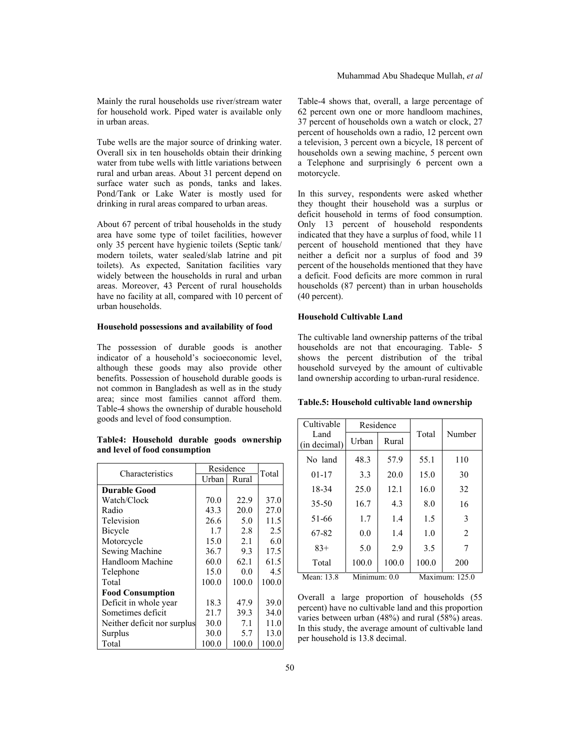Mainly the rural households use river/stream water for household work. Piped water is available only in urban areas.

Tube wells are the major source of drinking water. Overall six in ten households obtain their drinking water from tube wells with little variations between rural and urban areas. About 31 percent depend on surface water such as ponds, tanks and lakes. Pond/Tank or Lake Water is mostly used for drinking in rural areas compared to urban areas.

About 67 percent of tribal households in the study area have some type of toilet facilities, however only 35 percent have hygienic toilets (Septic tank/ modern toilets, water sealed/slab latrine and pit toilets). As expected, Sanitation facilities vary widely between the households in rural and urban areas. Moreover, 43 Percent of rural households have no facility at all, compared with 10 percent of urban households.

**Household possessions and availability of food**

The possession of durable goods is another indicator of a household's socioeconomic level, although these goods may also provide other benefits. Possession of household durable goods is not common in Bangladesh as well as in the study area; since most families cannot afford them. Table-4 shows the ownership of durable household goods and level of food consumption.

**Table4: Household durable goods ownership and level of food consumption**

| Characteristics | Residence | | Total |
|---|---|---|---|
| | Urban | Rural | |
| **Durable Good** | | | |
| Watch/Clock | 70.0 | 22.9 | 37.0 |
| Radio | 43.3 | 20.0 | 27.0 |
| Television | 26.6 | 5.0 | 11.5 |
| Bicycle | 1.7 | 2.8 | 2.5 |
| Motorcycle | 15.0 | 2.1 | 6.0 |
| Sewing Machine | 36.7 | 9.3 | 17.5 |
| Handloom Machine | 60.0 | 62.1 | 61.5 |
| Telephone | 15.0 | 0.0 | 4.5 |
| Total | 100.0 | 100.0 | 100.0 |
| **Food Consumption** | | | |
| Deficit in whole year | 18.3 | 47.9 | 39.0 |
| Sometimes deficit | 21.7 | 39.3 | 34.0 |
| Neither deficit nor surplus | 30.0 | 7.1 | 11.0 |
| Surplus | 30.0 | 5.7 | 13.0 |
| Total | 100.0 | 100.0 | 100.0 |

Table-4 shows that, overall, a large percentage of 62 percent own one or more handloom machines, 37 percent of households own a watch or clock, 27 percent of households own a radio, 12 percent own a television, 3 percent own a bicycle, 18 percent of households own a sewing machine, 5 percent own a Telephone and surprisingly 6 percent own a motorcycle.

In this survey, respondents were asked whether they thought their household was a surplus or deficit household in terms of food consumption. Only 13 percent of household respondents indicated that they have a surplus of food, while 11 percent of household mentioned that they have neither a deficit nor a surplus of food and 39 percent of the households mentioned that they have a deficit. Food deficits are more common in rural households (87 percent) than in urban households (40 percent).

**Household Cultivable Land**

The cultivable land ownership patterns of the tribal households are not that encouraging. Table- 5 shows the percent distribution of the tribal household surveyed by the amount of cultivable land ownership according to urban-rural residence.

**Table.5: Household cultivable land ownership**

| Cultivable Land (in decimal) | Residence | | Total | Number |
|---|---|---|---|---|
| | Urban | Rural | | |
| No land | 48.3 | 57.9 | 55.1 | 110 |
| 01-17 | 3.3 | 20.0 | 15.0 | 30 |
| 18-34 | 25.0 | 12.1 | 16.0 | 32 |
| 35-50 | 16.7 | 4.3 | 8.0 | 16 |
| 51-66 | 1.7 | 1.4 | 1.5 | 3 |
| 67-82 | 0.0 | 1.4 | 1.0 | 2 |
| 83+ | 5.0 | 2.9 | 3.5 | 7 |
| Total | 100.0 | 100.0 | 100.0 | 200 |

Mean: 13.8 Minimum: 0.0 Maximum: 125.0

Overall a large proportion of households (55 percent) have no cultivable land and this proportion varies between urban (48%) and rural (58%) areas. In this study, the average amount of cultivable land per household is 13.8 decimal.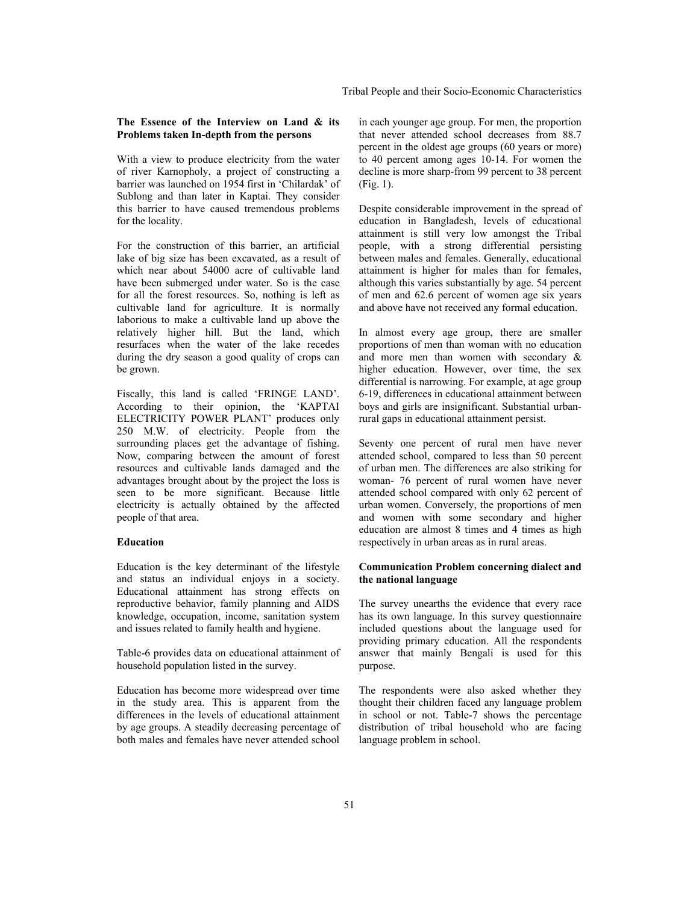**The Essence of the Interview on Land & its Problems taken In-depth from the persons**

With a view to produce electricity from the water of river Karnopholy, a project of constructing a barrier was launched on 1954 first in 'Chilardak' of Sublong and than later in Kaptai. They consider this barrier to have caused tremendous problems for the locality.

For the construction of this barrier, an artificial lake of big size has been excavated, as a result of which near about 54000 acre of cultivable land have been submerged under water. So is the case for all the forest resources. So, nothing is left as cultivable land for agriculture. It is normally laborious to make a cultivable land up above the relatively higher hill. But the land, which resurfaces when the water of the lake recedes during the dry season a good quality of crops can be grown.

Fiscally, this land is called 'FRINGE LAND'. According to their opinion, the 'KAPTAI ELECTRICITY POWER PLANT' produces only 250 M.W. of electricity. People from the surrounding places get the advantage of fishing. Now, comparing between the amount of forest resources and cultivable lands damaged and the advantages brought about by the project the loss is seen to be more significant. Because little electricity is actually obtained by the affected people of that area.

**Education**

Education is the key determinant of the lifestyle and status an individual enjoys in a society. Educational attainment has strong effects on reproductive behavior, family planning and AIDS knowledge, occupation, income, sanitation system and issues related to family health and hygiene.

Table-6 provides data on educational attainment of household population listed in the survey.

Education has become more widespread over time in the study area. This is apparent from the differences in the levels of educational attainment by age groups. A steadily decreasing percentage of both males and females have never attended school in each younger age group. For men, the proportion that never attended school decreases from 88.7 percent in the oldest age groups (60 years or more) to 40 percent among ages 10-14. For women the decline is more sharp-from 99 percent to 38 percent (Fig. 1).

Despite considerable improvement in the spread of education in Bangladesh, levels of educational attainment is still very low amongst the Tribal people, with a strong differential persisting between males and females. Generally, educational attainment is higher for males than for females, although this varies substantially by age. 54 percent of men and 62.6 percent of women age six years and above have not received any formal education.

In almost every age group, there are smaller proportions of men than woman with no education and more men than women with secondary & higher education. However, over time, the sex differential is narrowing. For example, at age group 6-19, differences in educational attainment between boys and girls are insignificant. Substantial urban-rural gaps in educational attainment persist.

Seventy one percent of rural men have never attended school, compared to less than 50 percent of urban men. The differences are also striking for woman- 76 percent of rural women have never attended school compared with only 62 percent of urban women. Conversely, the proportions of men and women with some secondary and higher education are almost 8 times and 4 times as high respectively in urban areas as in rural areas.

**Communication Problem concerning dialect and the national language**

The survey unearths the evidence that every race has its own language. In this survey questionnaire included questions about the language used for providing primary education. All the respondents answer that mainly Bengali is used for this purpose.

The respondents were also asked whether they thought their children faced any language problem in school or not. Table-7 shows the percentage distribution of tribal household who are facing language problem in school.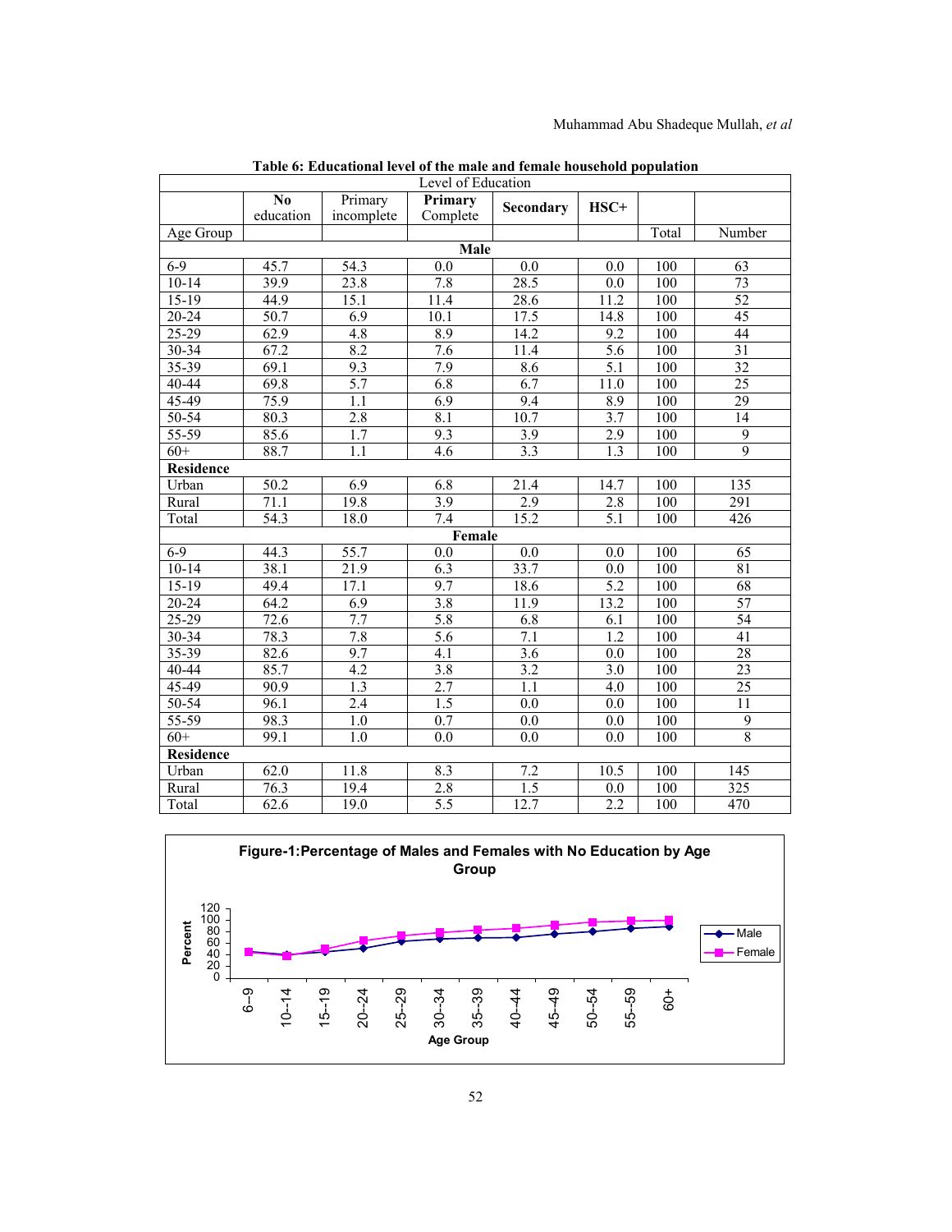**Table 6: Educational level of the male and female household population**

| | Level of Education | | | | | | |
|---|---|---|---|---|---|---|---|
| | **No** education | Primary incomplete | **Primary** Complete | **Secondary** | **HSC+** | | |
| Age Group | | | | | | Total | Number |
| | | | **Male** | | | | |
| 6-9 | 45.7 | 54.3 | 0.0 | 0.0 | 0.0 | 100 | 63 |
| 10-14 | 39.9 | 23.8 | 7.8 | 28.5 | 0.0 | 100 | 73 |
| 15-19 | 44.9 | 15.1 | 11.4 | 28.6 | 11.2 | 100 | 52 |
| 20-24 | 50.7 | 6.9 | 10.1 | 17.5 | 14.8 | 100 | 45 |
| 25-29 | 62.9 | 4.8 | 8.9 | 14.2 | 9.2 | 100 | 44 |
| 30-34 | 67.2 | 8.2 | 7.6 | 11.4 | 5.6 | 100 | 31 |
| 35-39 | 69.1 | 9.3 | 7.9 | 8.6 | 5.1 | 100 | 32 |
| 40-44 | 69.8 | 5.7 | 6.8 | 6.7 | 11.0 | 100 | 25 |
| 45-49 | 75.9 | 1.1 | 6.9 | 9.4 | 8.9 | 100 | 29 |
| 50-54 | 80.3 | 2.8 | 8.1 | 10.7 | 3.7 | 100 | 14 |
| 55-59 | 85.6 | 1.7 | 9.3 | 3.9 | 2.9 | 100 | 9 |
| 60+ | 88.7 | 1.1 | 4.6 | 3.3 | 1.3 | 100 | 9 |
| **Residence** | | | | | | | |
| Urban | 50.2 | 6.9 | 6.8 | 21.4 | 14.7 | 100 | 135 |
| Rural | 71.1 | 19.8 | 3.9 | 2.9 | 2.8 | 100 | 291 |
| Total | 54.3 | 18.0 | 7.4 | 15.2 | 5.1 | 100 | 426 |
| | | | **Female** | | | | |
| 6-9 | 44.3 | 55.7 | 0.0 | 0.0 | 0.0 | 100 | 65 |
| 10-14 | 38.1 | 21.9 | 6.3 | 33.7 | 0.0 | 100 | 81 |
| 15-19 | 49.4 | 17.1 | 9.7 | 18.6 | 5.2 | 100 | 68 |
| 20-24 | 64.2 | 6.9 | 3.8 | 11.9 | 13.2 | 100 | 57 |
| 25-29 | 72.6 | 7.7 | 5.8 | 6.8 | 6.1 | 100 | 54 |
| 30-34 | 78.3 | 7.8 | 5.6 | 7.1 | 1.2 | 100 | 41 |
| 35-39 | 82.6 | 9.7 | 4.1 | 3.6 | 0.0 | 100 | 28 |
| 40-44 | 85.7 | 4.2 | 3.8 | 3.2 | 3.0 | 100 | 23 |
| 45-49 | 90.9 | 1.3 | 2.7 | 1.1 | 4.0 | 100 | 25 |
| 50-54 | 96.1 | 2.4 | 1.5 | 0.0 | 0.0 | 100 | 11 |
| 55-59 | 98.3 | 1.0 | 0.7 | 0.0 | 0.0 | 100 | 9 |
| 60+ | 99.1 | 1.0 | 0.0 | 0.0 | 0.0 | 100 | 8 |
| **Residence** | | | | | | | |
| Urban | 62.0 | 11.8 | 8.3 | 7.2 | 10.5 | 100 | 145 |
| Rural | 76.3 | 19.4 | 2.8 | 1.5 | 0.0 | 100 | 325 |
| Total | 62.6 | 19.0 | 5.5 | 12.7 | 2.2 | 100 | 470 |

**Figure-1: Percentage of Males and Females with No Education by Age Group**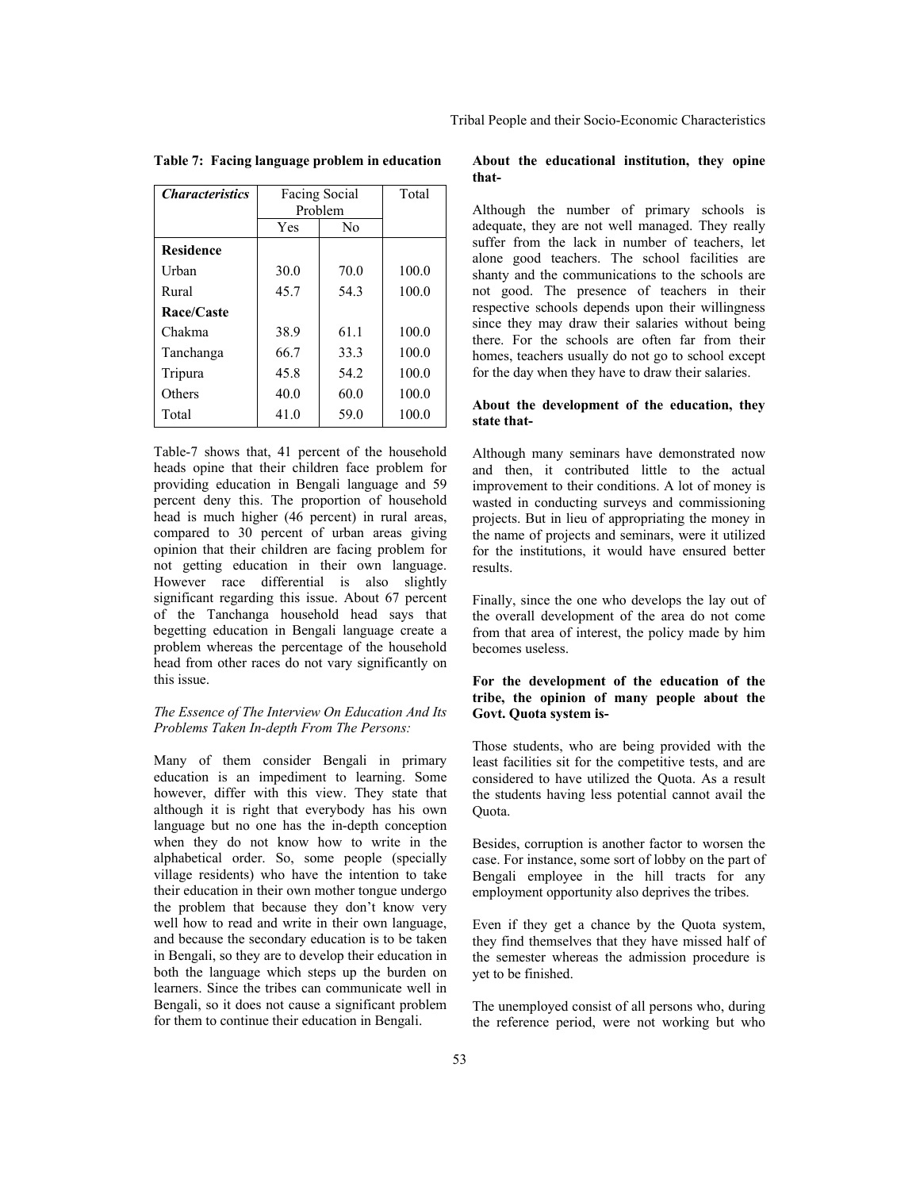**Table 7: Facing language problem in education**

| *Characteristics* | Facing Social Problem | | Total |
|---|---|---|---|
| | Yes | No | |
| **Residence** | | | |
| Urban | 30.0 | 70.0 | 100.0 |
| Rural | 45.7 | 54.3 | 100.0 |
| **Race/Caste** | | | |
| Chakma | 38.9 | 61.1 | 100.0 |
| Tanchanga | 66.7 | 33.3 | 100.0 |
| Tripura | 45.8 | 54.2 | 100.0 |
| Others | 40.0 | 60.0 | 100.0 |
| Total | 41.0 | 59.0 | 100.0 |

Table-7 shows that, 41 percent of the household heads opine that their children face problem for providing education in Bengali language and 59 percent deny this. The proportion of household head is much higher (46 percent) in rural areas, compared to 30 percent of urban areas giving opinion that their children are facing problem for not getting education in their own language. However race differential is also slightly significant regarding this issue. About 67 percent of the Tanchanga household head says that begetting education in Bengali language create a problem whereas the percentage of the household head from other races do not vary significantly on this issue.

*The Essence of The Interview On Education And Its Problems Taken In-depth From The Persons:*

Many of them consider Bengali in primary education is an impediment to learning. Some however, differ with this view. They state that although it is right that everybody has his own language but no one has the in-depth conception when they do not know how to write in the alphabetical order. So, some people (specially village residents) who have the intention to take their education in their own mother tongue undergo the problem that because they don't know very well how to read and write in their own language, and because the secondary education is to be taken in Bengali, so they are to develop their education in both the language which steps up the burden on learners. Since the tribes can communicate well in Bengali, so it does not cause a significant problem for them to continue their education in Bengali.

**About the educational institution, they opine that-**

Although the number of primary schools is adequate, they are not well managed. They really suffer from the lack in number of teachers, let alone good teachers. The school facilities are shanty and the communications to the schools are not good. The presence of teachers in their respective schools depends upon their willingness since they may draw their salaries without being there. For the schools are often far from their homes, teachers usually do not go to school except for the day when they have to draw their salaries.

**About the development of the education, they state that-**

Although many seminars have demonstrated now and then, it contributed little to the actual improvement to their conditions. A lot of money is wasted in conducting surveys and commissioning projects. But in lieu of appropriating the money in the name of projects and seminars, were it utilized for the institutions, it would have ensured better results.

Finally, since the one who develops the lay out of the overall development of the area do not come from that area of interest, the policy made by him becomes useless.

**For the development of the education of the tribe, the opinion of many people about the Govt. Quota system is-**

Those students, who are being provided with the least facilities sit for the competitive tests, and are considered to have utilized the Quota. As a result the students having less potential cannot avail the Quota.

Besides, corruption is another factor to worsen the case. For instance, some sort of lobby on the part of Bengali employee in the hill tracts for any employment opportunity also deprives the tribes.

Even if they get a chance by the Quota system, they find themselves that they have missed half of the semester whereas the admission procedure is yet to be finished.

The unemployed consist of all persons who, during the reference period, were not working but who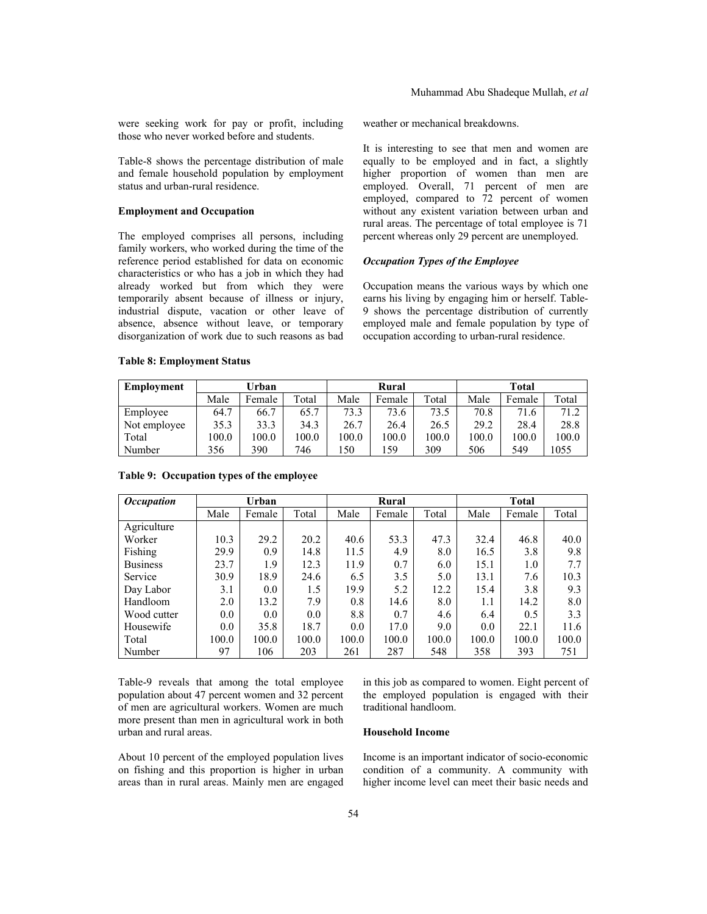were seeking work for pay or profit, including those who never worked before and students.

Table-8 shows the percentage distribution of male and female household population by employment status and urban-rural residence.

### Employment and Occupation

The employed comprises all persons, including family workers, who worked during the time of the reference period established for data on economic characteristics or who has a job in which they had already worked but from which they were temporarily absent because of illness or injury, industrial dispute, vacation or other leave of absence, absence without leave, or temporary disorganization of work due to such reasons as bad weather or mechanical breakdowns.

It is interesting to see that men and women are equally to be employed and in fact, a slightly higher proportion of women than men are employed. Overall, 71 percent of men are employed, compared to 72 percent of women without any existent variation between urban and rural areas. The percentage of total employee is 71 percent whereas only 29 percent are unemployed.

#### *Occupation Types of the Employee*

Occupation means the various ways by which one earns his living by engaging him or herself. Table-9 shows the percentage distribution of currently employed male and female population by type of occupation according to urban-rural residence.

**Table 8: Employment Status**

| Employment | Urban | | | Rural | | | Total | | |
|---|---|---|---|---|---|---|---|---|---|
| | Male | Female | Total | Male | Female | Total | Male | Female | Total |
| Employee | 64.7 | 66.7 | 65.7 | 73.3 | 73.6 | 73.5 | 70.8 | 71.6 | 71.2 |
| Not employee | 35.3 | 33.3 | 34.3 | 26.7 | 26.4 | 26.5 | 29.2 | 28.4 | 28.8 |
| Total | 100.0 | 100.0 | 100.0 | 100.0 | 100.0 | 100.0 | 100.0 | 100.0 | 100.0 |
| Number | 356 | 390 | 746 | 150 | 159 | 309 | 506 | 549 | 1055 |

**Table 9: Occupation types of the employee**

| *Occupation* | Urban | | | Rural | | | Total | | |
|---|---|---|---|---|---|---|---|---|---|
| | Male | Female | Total | Male | Female | Total | Male | Female | Total |
| Agriculture Worker | 10.3 | 29.2 | 20.2 | 40.6 | 53.3 | 47.3 | 32.4 | 46.8 | 40.0 |
| Fishing | 29.9 | 0.9 | 14.8 | 11.5 | 4.9 | 8.0 | 16.5 | 3.8 | 9.8 |
| Business | 23.7 | 1.9 | 12.3 | 11.9 | 0.7 | 6.0 | 15.1 | 1.0 | 7.7 |
| Service | 30.9 | 18.9 | 24.6 | 6.5 | 3.5 | 5.0 | 13.1 | 7.6 | 10.3 |
| Day Labor | 3.1 | 0.0 | 1.5 | 19.9 | 5.2 | 12.2 | 15.4 | 3.8 | 9.3 |
| Handloom | 2.0 | 13.2 | 7.9 | 0.8 | 14.6 | 8.0 | 1.1 | 14.2 | 8.0 |
| Wood cutter | 0.0 | 0.0 | 0.0 | 8.8 | 0.7 | 4.6 | 6.4 | 0.5 | 3.3 |
| Housewife | 0.0 | 35.8 | 18.7 | 0.0 | 17.0 | 9.0 | 0.0 | 22.1 | 11.6 |
| Total | 100.0 | 100.0 | 100.0 | 100.0 | 100.0 | 100.0 | 100.0 | 100.0 | 100.0 |
| Number | 97 | 106 | 203 | 261 | 287 | 548 | 358 | 393 | 751 |

Table-9 reveals that among the total employee population about 47 percent women and 32 percent of men are agricultural workers. Women are much more present than men in agricultural work in both urban and rural areas.

About 10 percent of the employed population lives on fishing and this proportion is higher in urban areas than in rural areas. Mainly men are engaged in this job as compared to women. Eight percent of the employed population is engaged with their traditional handloom.

### Household Income

Income is an important indicator of socio-economic condition of a community. A community with higher income level can meet their basic needs and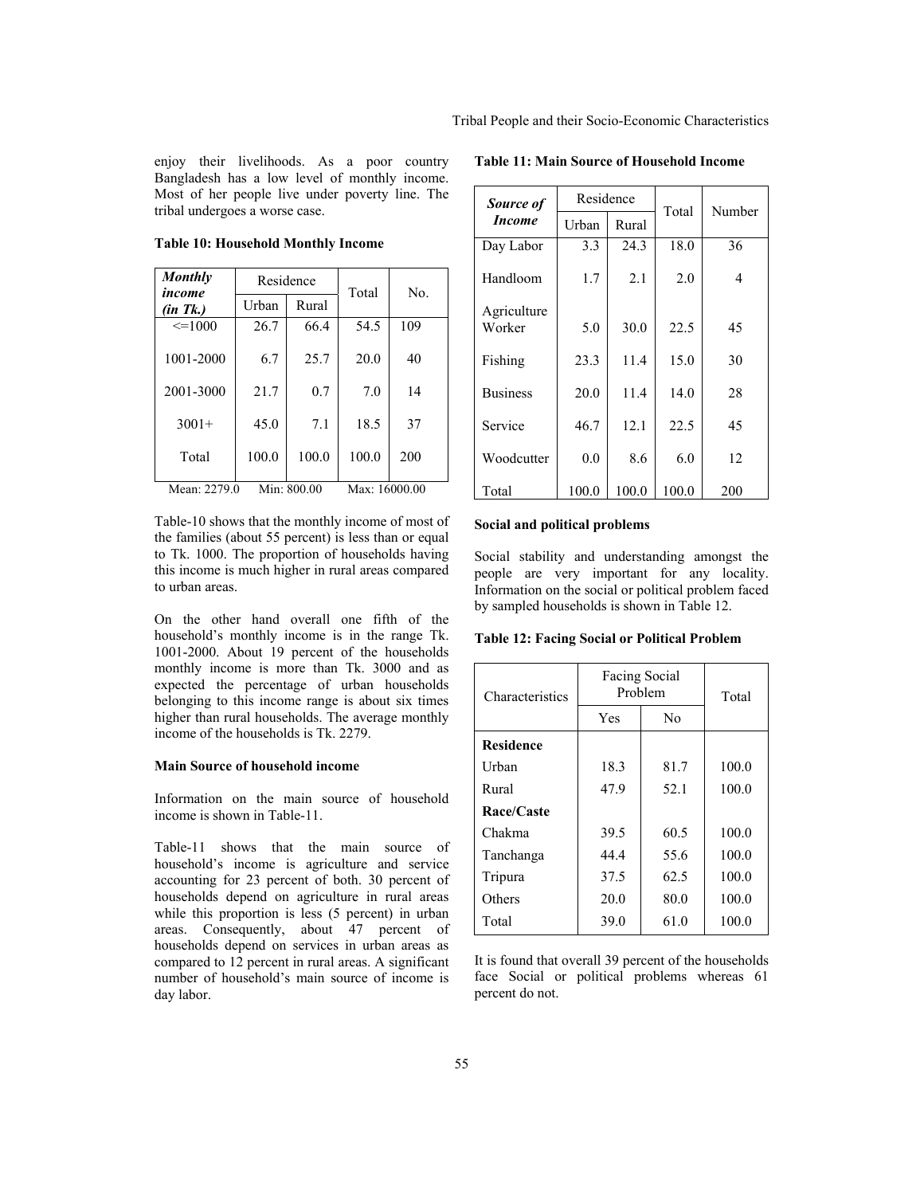enjoy their livelihoods. As a poor country Bangladesh has a low level of monthly income. Most of her people live under poverty line. The tribal undergoes a worse case.

**Table 10: Household Monthly Income**

| ***Monthly income (in Tk.)*** | Residence | | Total | No. |
|---|---|---|---|---|
| | Urban | Rural | | |
| <=1000 | 26.7 | 66.4 | 54.5 | 109 |
| 1001-2000 | 6.7 | 25.7 | 20.0 | 40 |
| 2001-3000 | 21.7 | 0.7 | 7.0 | 14 |
| 3001+ | 45.0 | 7.1 | 18.5 | 37 |
| Total | 100.0 | 100.0 | 100.0 | 200 |

Mean: 2279.0 Min: 800.00 Max: 16000.00

Table-10 shows that the monthly income of most of the families (about 55 percent) is less than or equal to Tk. 1000. The proportion of households having this income is much higher in rural areas compared to urban areas.

On the other hand overall one fifth of the household's monthly income is in the range Tk. 1001-2000. About 19 percent of the households monthly income is more than Tk. 3000 and as expected the percentage of urban households belonging to this income range is about six times higher than rural households. The average monthly income of the households is Tk. 2279.

**Main Source of household income**

Information on the main source of household income is shown in Table-11.

Table-11 shows that the main source of household's income is agriculture and service accounting for 23 percent of both. 30 percent of households depend on agriculture in rural areas while this proportion is less (5 percent) in urban areas. Consequently, about 47 percent of households depend on services in urban areas as compared to 12 percent in rural areas. A significant number of household's main source of income is day labor.

**Table 11: Main Source of Household Income**

| ***Source of Income*** | Residence | | Total | Number |
|---|---|---|---|---|
| | Urban | Rural | | |
| Day Labor | 3.3 | 24.3 | 18.0 | 36 |
| Handloom | 1.7 | 2.1 | 2.0 | 4 |
| Agriculture Worker | 5.0 | 30.0 | 22.5 | 45 |
| Fishing | 23.3 | 11.4 | 15.0 | 30 |
| Business | 20.0 | 11.4 | 14.0 | 28 |
| Service | 46.7 | 12.1 | 22.5 | 45 |
| Woodcutter | 0.0 | 8.6 | 6.0 | 12 |
| Total | 100.0 | 100.0 | 100.0 | 200 |

**Social and political problems**

Social stability and understanding amongst the people are very important for any locality. Information on the social or political problem faced by sampled households is shown in Table 12.

**Table 12: Facing Social or Political Problem**

| Characteristics | Facing Social Problem | | Total |
|---|---|---|---|
| | Yes | No | |
| **Residence** | | | |
| Urban | 18.3 | 81.7 | 100.0 |
| Rural | 47.9 | 52.1 | 100.0 |
| **Race/Caste** | | | |
| Chakma | 39.5 | 60.5 | 100.0 |
| Tanchanga | 44.4 | 55.6 | 100.0 |
| Tripura | 37.5 | 62.5 | 100.0 |
| Others | 20.0 | 80.0 | 100.0 |
| Total | 39.0 | 61.0 | 100.0 |

It is found that overall 39 percent of the households face Social or political problems whereas 61 percent do not.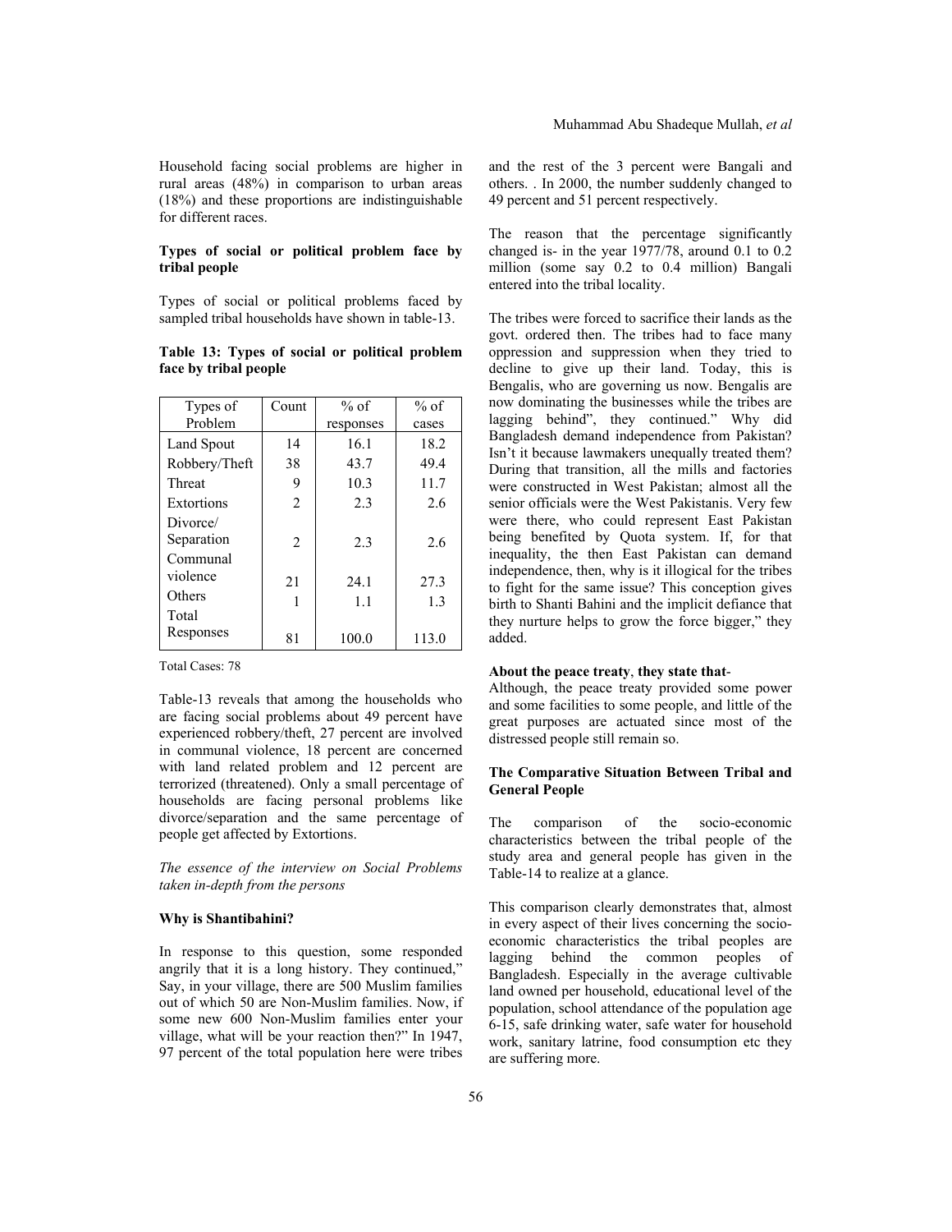Household facing social problems are higher in rural areas (48%) in comparison to urban areas (18%) and these proportions are indistinguishable for different races.

**Types of social or political problem face by tribal people**

Types of social or political problems faced by sampled tribal households have shown in table-13.

**Table 13: Types of social or political problem face by tribal people**

| Types of Problem | Count | % of responses | % of cases |
|---|---|---|---|
| Land Spout | 14 | 16.1 | 18.2 |
| Robbery/Theft | 38 | 43.7 | 49.4 |
| Threat | 9 | 10.3 | 11.7 |
| Extortions | 2 | 2.3 | 2.6 |
| Divorce/ Separation | 2 | 2.3 | 2.6 |
| Communal violence | 21 | 24.1 | 27.3 |
| Others | 1 | 1.1 | 1.3 |
| Total Responses | 81 | 100.0 | 113.0 |

Total Cases: 78

Table-13 reveals that among the households who are facing social problems about 49 percent have experienced robbery/theft, 27 percent are involved in communal violence, 18 percent are concerned with land related problem and 12 percent are terrorized (threatened). Only a small percentage of households are facing personal problems like divorce/separation and the same percentage of people get affected by Extortions.

*The essence of the interview on Social Problems taken in-depth from the persons*

**Why is Shantibahini?**

In response to this question, some responded angrily that it is a long history. They continued," Say, in your village, there are 500 Muslim families out of which 50 are Non-Muslim families. Now, if some new 600 Non-Muslim families enter your village, what will be your reaction then?" In 1947, 97 percent of the total population here were tribes and the rest of the 3 percent were Bangali and others. . In 2000, the number suddenly changed to 49 percent and 51 percent respectively.

The reason that the percentage significantly changed is- in the year 1977/78, around 0.1 to 0.2 million (some say 0.2 to 0.4 million) Bangali entered into the tribal locality.

The tribes were forced to sacrifice their lands as the govt. ordered then. The tribes had to face many oppression and suppression when they tried to decline to give up their land. Today, this is Bengalis, who are governing us now. Bengalis are now dominating the businesses while the tribes are lagging behind", they continued." Why did Bangladesh demand independence from Pakistan? Isn't it because lawmakers unequally treated them? During that transition, all the mills and factories were constructed in West Pakistan; almost all the senior officials were the West Pakistanis. Very few were there, who could represent East Pakistan being benefited by Quota system. If, for that inequality, the then East Pakistan can demand independence, then, why is it illogical for the tribes to fight for the same issue? This conception gives birth to Shanti Bahini and the implicit defiance that they nurture helps to grow the force bigger," they added.

**About the peace treaty**, **they state that**-
Although, the peace treaty provided some power and some facilities to some people, and little of the great purposes are actuated since most of the distressed people still remain so.

**The Comparative Situation Between Tribal and General People**

The comparison of the socio-economic characteristics between the tribal people of the study area and general people has given in the Table-14 to realize at a glance.

This comparison clearly demonstrates that, almost in every aspect of their lives concerning the socio-economic characteristics the tribal peoples are lagging behind the common peoples of Bangladesh. Especially in the average cultivable land owned per household, educational level of the population, school attendance of the population age 6-15, safe drinking water, safe water for household work, sanitary latrine, food consumption etc they are suffering more.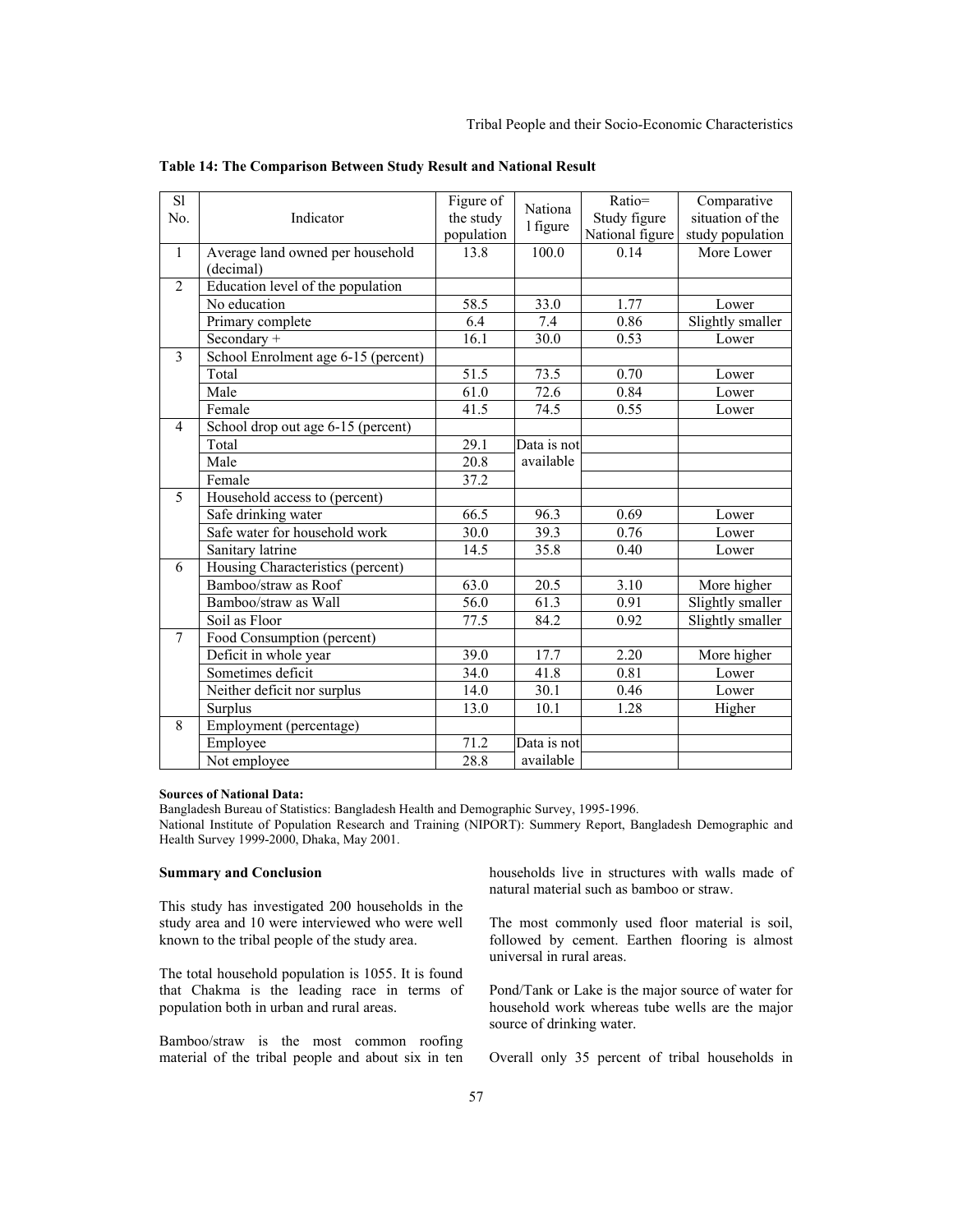**Table 14: The Comparison Between Study Result and National Result**

| Sl No. | Indicator | Figure of the study population | National figure | Ratio= Study figure National figure | Comparative situation of the study population |
|---|---|---|---|---|---|
| 1 | Average land owned per household (decimal) | 13.8 | 100.0 | 0.14 | More Lower |
| 2 | Education level of the population | | | | |
| | No education | 58.5 | 33.0 | 1.77 | Lower |
| | Primary complete | 6.4 | 7.4 | 0.86 | Slightly smaller |
| | Secondary + | 16.1 | 30.0 | 0.53 | Lower |
| 3 | School Enrolment age 6-15 (percent) | | | | |
| | Total | 51.5 | 73.5 | 0.70 | Lower |
| | Male | 61.0 | 72.6 | 0.84 | Lower |
| | Female | 41.5 | 74.5 | 0.55 | Lower |
| 4 | School drop out age 6-15 (percent) | | | | |
| | Total | 29.1 | Data is not available | | |
| | Male | 20.8 | | | |
| | Female | 37.2 | | | |
| 5 | Household access to (percent) | | | | |
| | Safe drinking water | 66.5 | 96.3 | 0.69 | Lower |
| | Safe water for household work | 30.0 | 39.3 | 0.76 | Lower |
| | Sanitary latrine | 14.5 | 35.8 | 0.40 | Lower |
| 6 | Housing Characteristics (percent) | | | | |
| | Bamboo/straw as Roof | 63.0 | 20.5 | 3.10 | More higher |
| | Bamboo/straw as Wall | 56.0 | 61.3 | 0.91 | Slightly smaller |
| | Soil as Floor | 77.5 | 84.2 | 0.92 | Slightly smaller |
| 7 | Food Consumption (percent) | | | | |
| | Deficit in whole year | 39.0 | 17.7 | 2.20 | More higher |
| | Sometimes deficit | 34.0 | 41.8 | 0.81 | Lower |
| | Neither deficit nor surplus | 14.0 | 30.1 | 0.46 | Lower |
| | Surplus | 13.0 | 10.1 | 1.28 | Higher |
| 8 | Employment (percentage) | | | | |
| | Employee | 71.2 | Data is not available | | |
| | Not employee | 28.8 | | | |

**Sources of National Data:**

Bangladesh Bureau of Statistics: Bangladesh Health and Demographic Survey, 1995-1996.

National Institute of Population Research and Training (NIPORT): Summery Report, Bangladesh Demographic and Health Survey 1999-2000, Dhaka, May 2001.

**Summary and Conclusion**

This study has investigated 200 households in the study area and 10 were interviewed who were well known to the tribal people of the study area.

The total household population is 1055. It is found that Chakma is the leading race in terms of population both in urban and rural areas.

Bamboo/straw is the most common roofing material of the tribal people and about six in ten households live in structures with walls made of natural material such as bamboo or straw.

The most commonly used floor material is soil, followed by cement. Earthen flooring is almost universal in rural areas.

Pond/Tank or Lake is the major source of water for household work whereas tube wells are the major source of drinking water.

Overall only 35 percent of tribal households in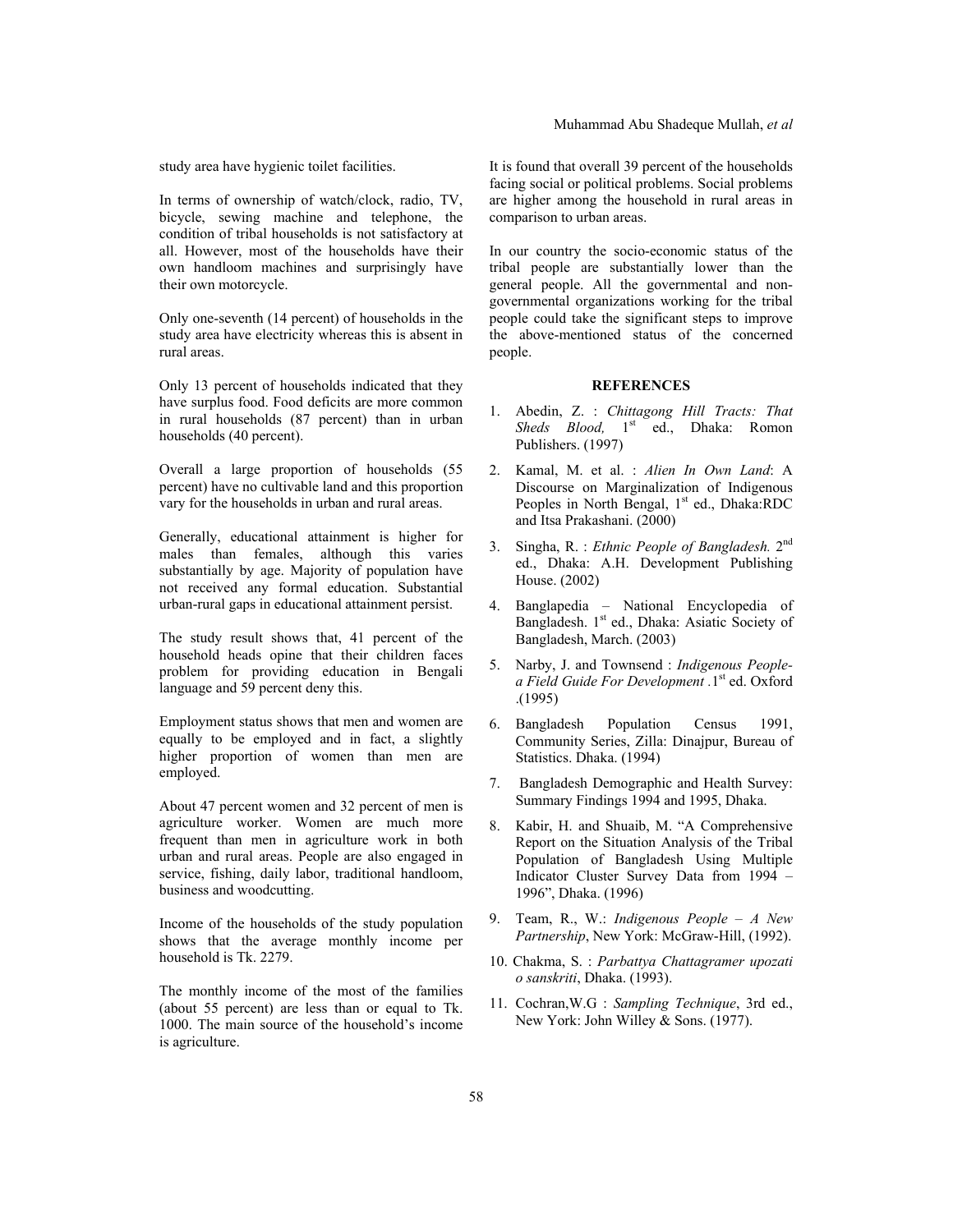study area have hygienic toilet facilities.

In terms of ownership of watch/clock, radio, TV, bicycle, sewing machine and telephone, the condition of tribal households is not satisfactory at all. However, most of the households have their own handloom machines and surprisingly have their own motorcycle.

Only one-seventh (14 percent) of households in the study area have electricity whereas this is absent in rural areas.

Only 13 percent of households indicated that they have surplus food. Food deficits are more common in rural households (87 percent) than in urban households (40 percent).

Overall a large proportion of households (55 percent) have no cultivable land and this proportion vary for the households in urban and rural areas.

Generally, educational attainment is higher for males than females, although this varies substantially by age. Majority of population have not received any formal education. Substantial urban-rural gaps in educational attainment persist.

The study result shows that, 41 percent of the household heads opine that their children faces problem for providing education in Bengali language and 59 percent deny this.

Employment status shows that men and women are equally to be employed and in fact, a slightly higher proportion of women than men are employed.

About 47 percent women and 32 percent of men is agriculture worker. Women are much more frequent than men in agriculture work in both urban and rural areas. People are also engaged in service, fishing, daily labor, traditional handloom, business and woodcutting.

Income of the households of the study population shows that the average monthly income per household is Tk. 2279.

The monthly income of the most of the families (about 55 percent) are less than or equal to Tk. 1000. The main source of the household's income is agriculture.

It is found that overall 39 percent of the households facing social or political problems. Social problems are higher among the household in rural areas in comparison to urban areas.

In our country the socio-economic status of the tribal people are substantially lower than the general people. All the governmental and non-governmental organizations working for the tribal people could take the significant steps to improve the above-mentioned status of the concerned people.

## REFERENCES

1. Abedin, Z. : *Chittagong Hill Tracts: That Sheds Blood,* 1st ed., Dhaka: Romon Publishers. (1997)
2. Kamal, M. et al. : *Alien In Own Land*: A Discourse on Marginalization of Indigenous Peoples in North Bengal, 1st ed., Dhaka:RDC and Itsa Prakashani. (2000)
3. Singha, R. : *Ethnic People of Bangladesh.* 2nd ed., Dhaka: A.H. Development Publishing House. (2002)
4. Banglapedia – National Encyclopedia of Bangladesh. 1st ed., Dhaka: Asiatic Society of Bangladesh, March. (2003)
5. Narby, J. and Townsend : *Indigenous People-a Field Guide For Development* .1st ed. Oxford .(1995)
6. Bangladesh Population Census 1991, Community Series, Zilla: Dinajpur, Bureau of Statistics. Dhaka. (1994)
7. Bangladesh Demographic and Health Survey: Summary Findings 1994 and 1995, Dhaka.
8. Kabir, H. and Shuaib, M. "A Comprehensive Report on the Situation Analysis of the Tribal Population of Bangladesh Using Multiple Indicator Cluster Survey Data from 1994 – 1996", Dhaka. (1996)
9. Team, R., W.: *Indigenous People – A New Partnership*, New York: McGraw-Hill, (1992).
10. Chakma, S. : *Parbattya Chattagramer upozati o sanskriti*, Dhaka. (1993).
11. Cochran,W.G : *Sampling Technique*, 3rd ed., New York: John Willey & Sons. (1977).